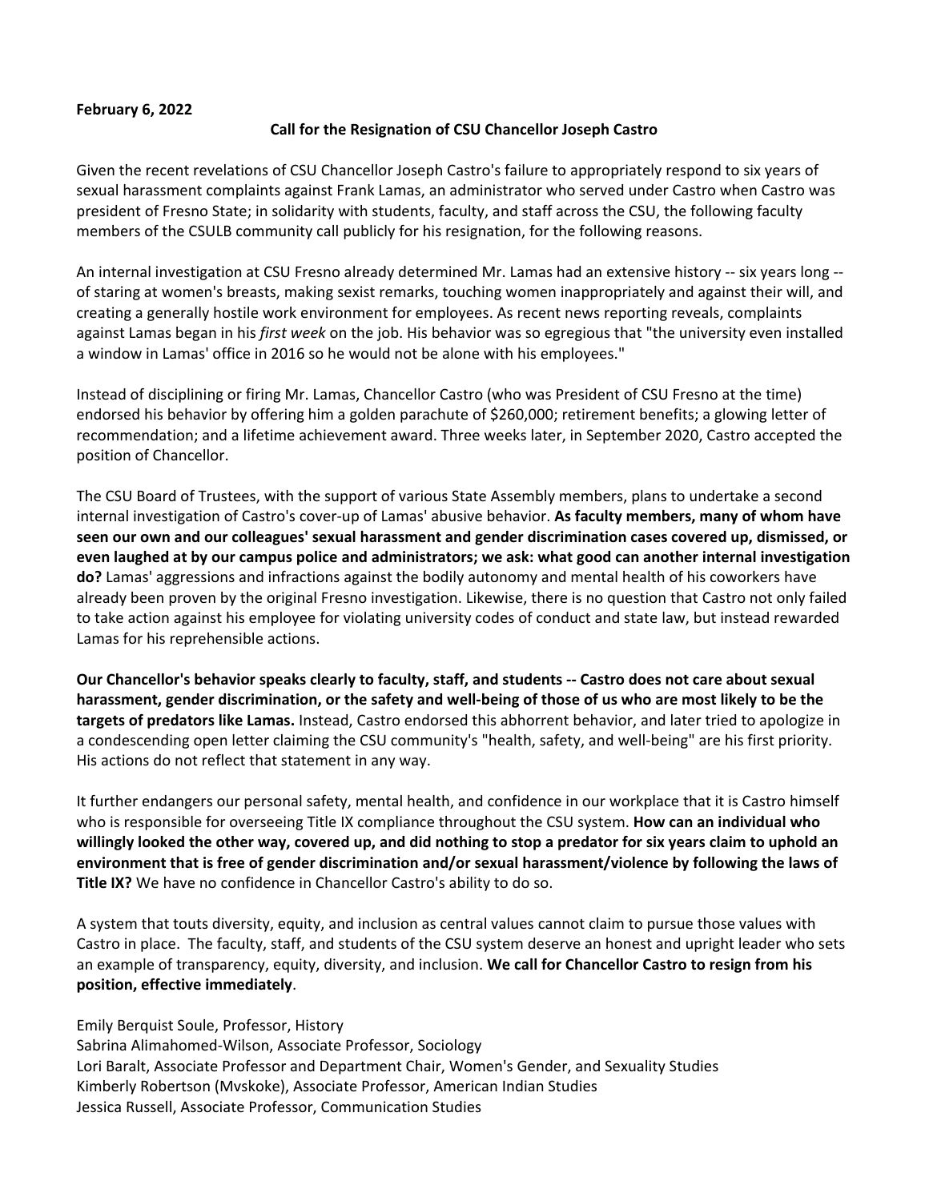**February 6, 2022**

## Call for the Resignation of CSU Chancellor Joseph Castro

Given the recent revelations of CSU Chancellor Joseph Castro's failure to appropriately respond to six years of sexual harassment complaints against Frank Lamas, an administrator who served under Castro when Castro was president of Fresno State; in solidarity with students, faculty, and staff across the CSU, the following faculty members of the CSULB community call publicly for his resignation, for the following reasons.

An internal investigation at CSU Fresno already determined Mr. Lamas had an extensive history -- six years long -- of staring at women's breasts, making sexist remarks, touching women inappropriately and against their will, and creating a generally hostile work environment for employees. As recent news reporting reveals, complaints against Lamas began in his *first week* on the job. His behavior was so egregious that "the university even installed a window in Lamas' office in 2016 so he would not be alone with his employees."

Instead of disciplining or firing Mr. Lamas, Chancellor Castro (who was President of CSU Fresno at the time) endorsed his behavior by offering him a golden parachute of $260,000; retirement benefits; a glowing letter of recommendation; and a lifetime achievement award. Three weeks later, in September 2020, Castro accepted the position of Chancellor.

The CSU Board of Trustees, with the support of various State Assembly members, plans to undertake a second internal investigation of Castro's cover-up of Lamas' abusive behavior. **As faculty members, many of whom have seen our own and our colleagues' sexual harassment and gender discrimination cases covered up, dismissed, or even laughed at by our campus police and administrators; we ask: what good can another internal investigation do?** Lamas' aggressions and infractions against the bodily autonomy and mental health of his coworkers have already been proven by the original Fresno investigation. Likewise, there is no question that Castro not only failed to take action against his employee for violating university codes of conduct and state law, but instead rewarded Lamas for his reprehensible actions.

**Our Chancellor's behavior speaks clearly to faculty, staff, and students -- Castro does not care about sexual harassment, gender discrimination, or the safety and well-being of those of us who are most likely to be the targets of predators like Lamas.** Instead, Castro endorsed this abhorrent behavior, and later tried to apologize in a condescending open letter claiming the CSU community's "health, safety, and well-being" are his first priority. His actions do not reflect that statement in any way.

It further endangers our personal safety, mental health, and confidence in our workplace that it is Castro himself who is responsible for overseeing Title IX compliance throughout the CSU system. **How can an individual who willingly looked the other way, covered up, and did nothing to stop a predator for six years claim to uphold an environment that is free of gender discrimination and/or sexual harassment/violence by following the laws of Title IX?** We have no confidence in Chancellor Castro's ability to do so.

A system that touts diversity, equity, and inclusion as central values cannot claim to pursue those values with Castro in place. The faculty, staff, and students of the CSU system deserve an honest and upright leader who sets an example of transparency, equity, diversity, and inclusion. **We call for Chancellor Castro to resign from his position, effective immediately**.

Emily Berquist Soule, Professor, History
Sabrina Alimahomed-Wilson, Associate Professor, Sociology
Lori Baralt, Associate Professor and Department Chair, Women's Gender, and Sexuality Studies
Kimberly Robertson (Mvskoke), Associate Professor, American Indian Studies
Jessica Russell, Associate Professor, Communication Studies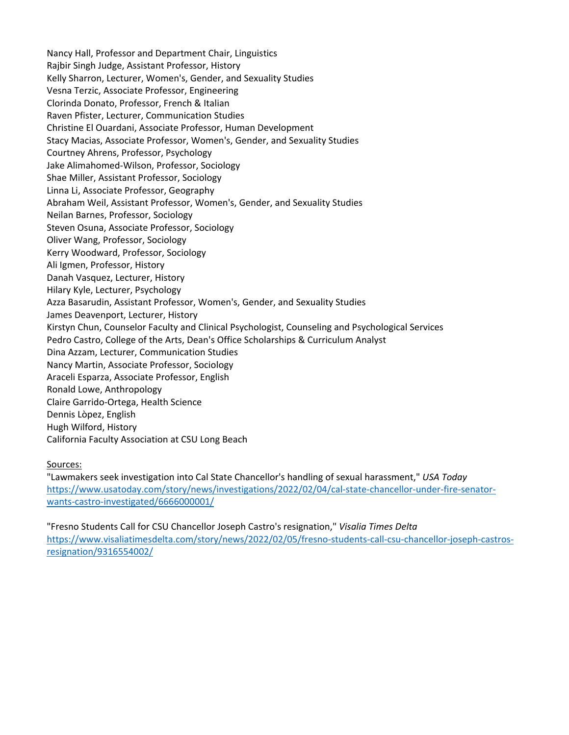Nancy Hall, Professor and Department Chair, Linguistics
Rajbir Singh Judge, Assistant Professor, History
Kelly Sharron, Lecturer, Women's, Gender, and Sexuality Studies
Vesna Terzic, Associate Professor, Engineering
Clorinda Donato, Professor, French & Italian
Raven Pfister, Lecturer, Communication Studies
Christine El Ouardani, Associate Professor, Human Development
Stacy Macias, Associate Professor, Women's, Gender, and Sexuality Studies
Courtney Ahrens, Professor, Psychology
Jake Alimahomed-Wilson, Professor, Sociology
Shae Miller, Assistant Professor, Sociology
Linna Li, Associate Professor, Geography
Abraham Weil, Assistant Professor, Women's, Gender, and Sexuality Studies
Neilan Barnes, Professor, Sociology
Steven Osuna, Associate Professor, Sociology
Oliver Wang, Professor, Sociology
Kerry Woodward, Professor, Sociology
Ali Igmen, Professor, History
Danah Vasquez, Lecturer, History
Hilary Kyle, Lecturer, Psychology
Azza Basarudin, Assistant Professor, Women's, Gender, and Sexuality Studies
James Deavenport, Lecturer, History
Kirstyn Chun, Counselor Faculty and Clinical Psychologist, Counseling and Psychological Services
Pedro Castro, College of the Arts, Dean's Office Scholarships & Curriculum Analyst
Dina Azzam, Lecturer, Communication Studies
Nancy Martin, Associate Professor, Sociology
Araceli Esparza, Associate Professor, English
Ronald Lowe, Anthropology
Claire Garrido-Ortega, Health Science
Dennis Lòpez, English
Hugh Wilford, History
California Faculty Association at CSU Long Beach

Sources:

"Lawmakers seek investigation into Cal State Chancellor's handling of sexual harassment," *USA Today*
https://www.usatoday.com/story/news/investigations/2022/02/04/cal-state-chancellor-under-fire-senator-wants-castro-investigated/6666000001/

"Fresno Students Call for CSU Chancellor Joseph Castro's resignation," *Visalia Times Delta*
https://www.visaliatimesdelta.com/story/news/2022/02/05/fresno-students-call-csu-chancellor-joseph-castros-resignation/9316554002/